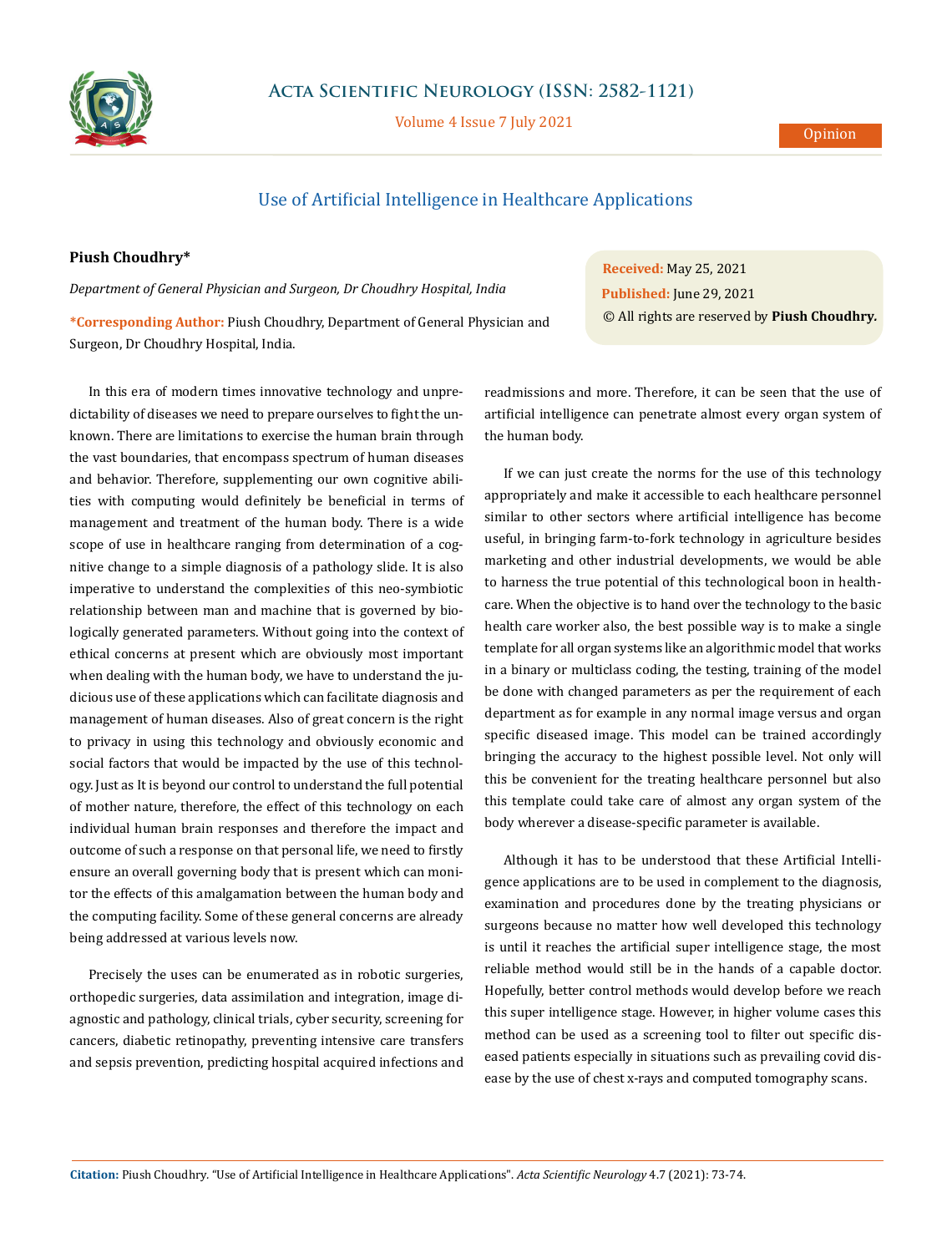# Use of Artificial Intelligence in Healthcare Applications

**Piush Choudhry***

*Department of General Physician and Surgeon, Dr Choudhry Hospital, India*

***Corresponding Author:** Piush Choudhry, Department of General Physician and Surgeon, Dr Choudhry Hospital, India.

**Received:** May 25, 2021
**Published:** June 29, 2021
© All rights are reserved by **Piush Choudhry.**

In this era of modern times innovative technology and unpredictability of diseases we need to prepare ourselves to fight the unknown. There are limitations to exercise the human brain through the vast boundaries, that encompass spectrum of human diseases and behavior. Therefore, supplementing our own cognitive abilities with computing would definitely be beneficial in terms of management and treatment of the human body. There is a wide scope of use in healthcare ranging from determination of a cognitive change to a simple diagnosis of a pathology slide. It is also imperative to understand the complexities of this neo-symbiotic relationship between man and machine that is governed by biologically generated parameters. Without going into the context of ethical concerns at present which are obviously most important when dealing with the human body, we have to understand the judicious use of these applications which can facilitate diagnosis and management of human diseases. Also of great concern is the right to privacy in using this technology and obviously economic and social factors that would be impacted by the use of this technology. Just as It is beyond our control to understand the full potential of mother nature, therefore, the effect of this technology on each individual human brain responses and therefore the impact and outcome of such a response on that personal life, we need to firstly ensure an overall governing body that is present which can monitor the effects of this amalgamation between the human body and the computing facility. Some of these general concerns are already being addressed at various levels now.

Precisely the uses can be enumerated as in robotic surgeries, orthopedic surgeries, data assimilation and integration, image diagnostic and pathology, clinical trials, cyber security, screening for cancers, diabetic retinopathy, preventing intensive care transfers and sepsis prevention, predicting hospital acquired infections and readmissions and more. Therefore, it can be seen that the use of artificial intelligence can penetrate almost every organ system of the human body.

If we can just create the norms for the use of this technology appropriately and make it accessible to each healthcare personnel similar to other sectors where artificial intelligence has become useful, in bringing farm-to-fork technology in agriculture besides marketing and other industrial developments, we would be able to harness the true potential of this technological boon in healthcare. When the objective is to hand over the technology to the basic health care worker also, the best possible way is to make a single template for all organ systems like an algorithmic model that works in a binary or multiclass coding, the testing, training of the model be done with changed parameters as per the requirement of each department as for example in any normal image versus and organ specific diseased image. This model can be trained accordingly bringing the accuracy to the highest possible level. Not only will this be convenient for the treating healthcare personnel but also this template could take care of almost any organ system of the body wherever a disease-specific parameter is available.

Although it has to be understood that these Artificial Intelligence applications are to be used in complement to the diagnosis, examination and procedures done by the treating physicians or surgeons because no matter how well developed this technology is until it reaches the artificial super intelligence stage, the most reliable method would still be in the hands of a capable doctor. Hopefully, better control methods would develop before we reach this super intelligence stage. However, in higher volume cases this method can be used as a screening tool to filter out specific diseased patients especially in situations such as prevailing covid disease by the use of chest x-rays and computed tomography scans.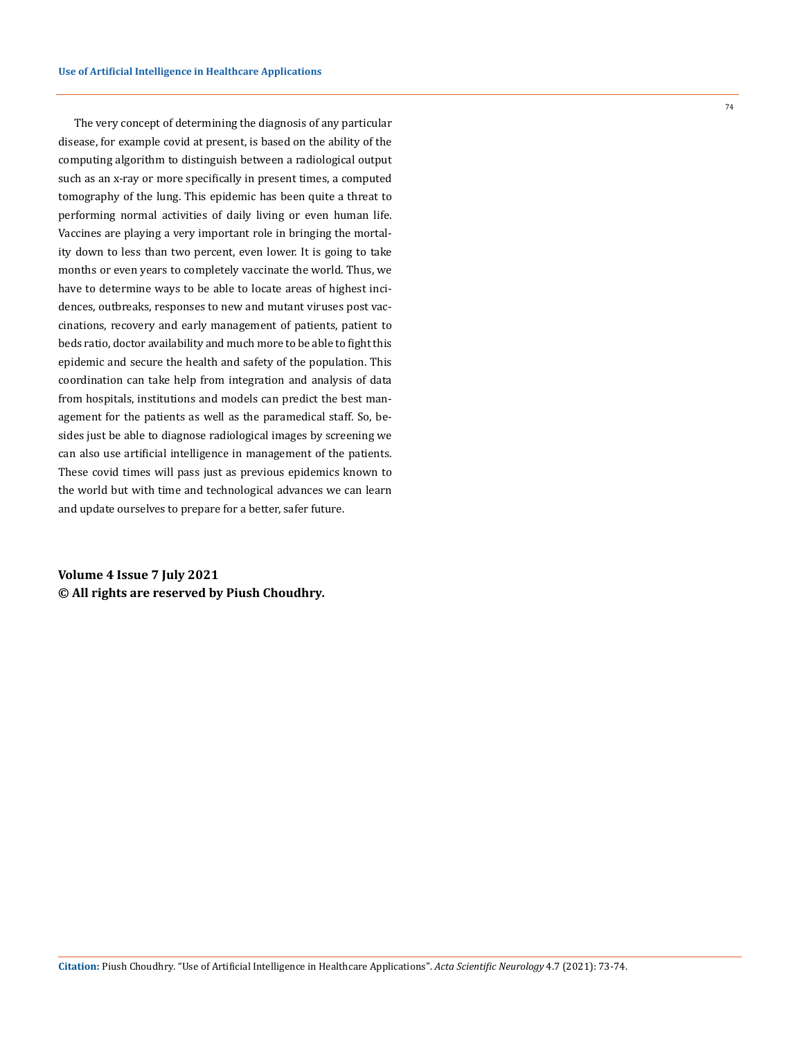The very concept of determining the diagnosis of any particular disease, for example covid at present, is based on the ability of the computing algorithm to distinguish between a radiological output such as an x-ray or more specifically in present times, a computed tomography of the lung. This epidemic has been quite a threat to performing normal activities of daily living or even human life. Vaccines are playing a very important role in bringing the mortality down to less than two percent, even lower. It is going to take months or even years to completely vaccinate the world. Thus, we have to determine ways to be able to locate areas of highest incidences, outbreaks, responses to new and mutant viruses post vaccinations, recovery and early management of patients, patient to beds ratio, doctor availability and much more to be able to fight this epidemic and secure the health and safety of the population. This coordination can take help from integration and analysis of data from hospitals, institutions and models can predict the best management for the patients as well as the paramedical staff. So, besides just be able to diagnose radiological images by screening we can also use artificial intelligence in management of the patients. These covid times will pass just as previous epidemics known to the world but with time and technological advances we can learn and update ourselves to prepare for a better, safer future.

**Volume 4 Issue 7 July 2021**
**© All rights are reserved by Piush Choudhry.**